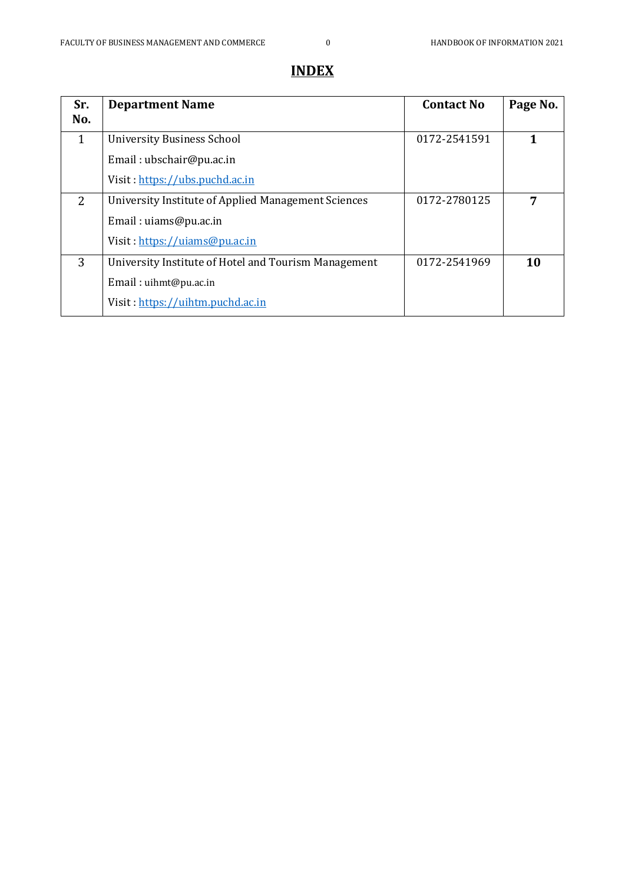# INDEX

| Sr. No. | Department Name | Contact No | Page No. |
|---|---|---|---|
| 1 | University Business School<br>Email : ubschair@pu.ac.in<br>Visit : https://ubs.puchd.ac.in | 0172-2541591 | **1** |
| 2 | University Institute of Applied Management Sciences<br>Email : uiams@pu.ac.in<br>Visit : https://uiams@pu.ac.in | 0172-2780125 | **7** |
| 3 | University Institute of Hotel and Tourism Management<br>Email : uihmt@pu.ac.in<br>Visit : https://uihtm.puchd.ac.in | 0172-2541969 | **10** |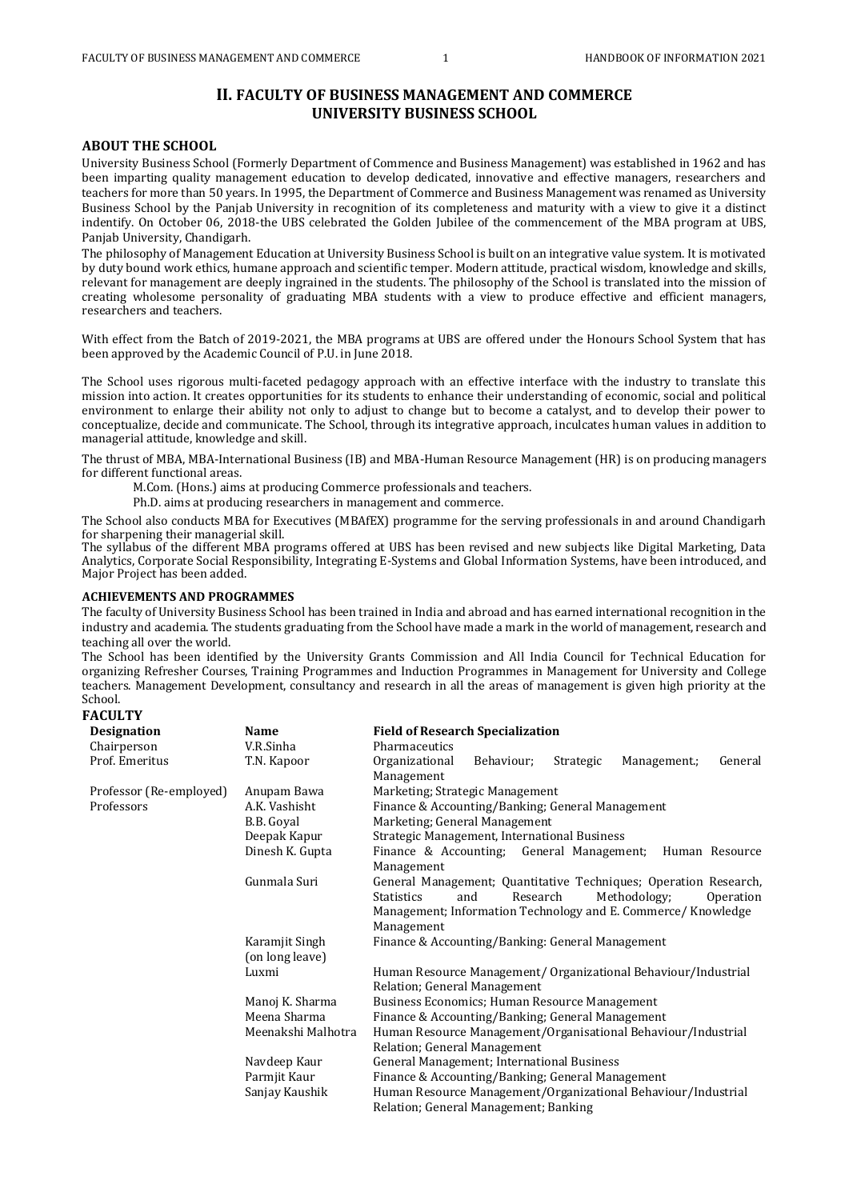## II. FACULTY OF BUSINESS MANAGEMENT AND COMMERCE
## UNIVERSITY BUSINESS SCHOOL

### ABOUT THE SCHOOL

University Business School (Formerly Department of Commence and Business Management) was established in 1962 and has been imparting quality management education to develop dedicated, innovative and effective managers, researchers and teachers for more than 50 years. In 1995, the Department of Commerce and Business Management was renamed as University Business School by the Panjab University in recognition of its completeness and maturity with a view to give it a distinct indentify. On October 06, 2018-the UBS celebrated the Golden Jubilee of the commencement of the MBA program at UBS, Panjab University, Chandigarh.

The philosophy of Management Education at University Business School is built on an integrative value system. It is motivated by duty bound work ethics, humane approach and scientific temper. Modern attitude, practical wisdom, knowledge and skills, relevant for management are deeply ingrained in the students. The philosophy of the School is translated into the mission of creating wholesome personality of graduating MBA students with a view to produce effective and efficient managers, researchers and teachers.

With effect from the Batch of 2019-2021, the MBA programs at UBS are offered under the Honours School System that has been approved by the Academic Council of P.U. in June 2018.

The School uses rigorous multi-faceted pedagogy approach with an effective interface with the industry to translate this mission into action. It creates opportunities for its students to enhance their understanding of economic, social and political environment to enlarge their ability not only to adjust to change but to become a catalyst, and to develop their power to conceptualize, decide and communicate. The School, through its integrative approach, inculcates human values in addition to managerial attitude, knowledge and skill.

The thrust of MBA, MBA-International Business (IB) and MBA-Human Resource Management (HR) is on producing managers for different functional areas.

M.Com. (Hons.) aims at producing Commerce professionals and teachers.

Ph.D. aims at producing researchers in management and commerce.

The School also conducts MBA for Executives (MBAfEX) programme for the serving professionals in and around Chandigarh for sharpening their managerial skill.

The syllabus of the different MBA programs offered at UBS has been revised and new subjects like Digital Marketing, Data Analytics, Corporate Social Responsibility, Integrating E-Systems and Global Information Systems, have been introduced, and Major Project has been added.

#### ACHIEVEMENTS AND PROGRAMMES

The faculty of University Business School has been trained in India and abroad and has earned international recognition in the industry and academia. The students graduating from the School have made a mark in the world of management, research and teaching all over the world.

The School has been identified by the University Grants Commission and All India Council for Technical Education for organizing Refresher Courses, Training Programmes and Induction Programmes in Management for University and College teachers. Management Development, consultancy and research in all the areas of management is given high priority at the School.

### FACULTY

| Designation | Name | Field of Research Specialization |
|---|---|---|
| Chairperson | V.R.Sinha | Pharmaceutics |
| Prof. Emeritus | T.N. Kapoor | Organizational Behaviour; Strategic Management.; General Management |
| Professor (Re-employed) | Anupam Bawa | Marketing; Strategic Management |
| Professors | A.K. Vashisht | Finance & Accounting/Banking; General Management |
| | B.B. Goyal | Marketing; General Management |
| | Deepak Kapur | Strategic Management, International Business |
| | Dinesh K. Gupta | Finance & Accounting; General Management; Human Resource Management |
| | Gunmala Suri | General Management; Quantitative Techniques; Operation Research, Statistics and Research Methodology; Operation Management; Information Technology and E. Commerce/ Knowledge Management |
| | Karamjit Singh (on long leave) | Finance & Accounting/Banking: General Management |
| | Luxmi | Human Resource Management/ Organizational Behaviour/Industrial Relation; General Management |
| | Manoj K. Sharma | Business Economics; Human Resource Management |
| | Meena Sharma | Finance & Accounting/Banking; General Management |
| | Meenakshi Malhotra | Human Resource Management/Organisational Behaviour/Industrial Relation; General Management |
| | Navdeep Kaur | General Management; International Business |
| | Parmjit Kaur | Finance & Accounting/Banking; General Management |
| | Sanjay Kaushik | Human Resource Management/Organizational Behaviour/Industrial Relation; General Management; Banking |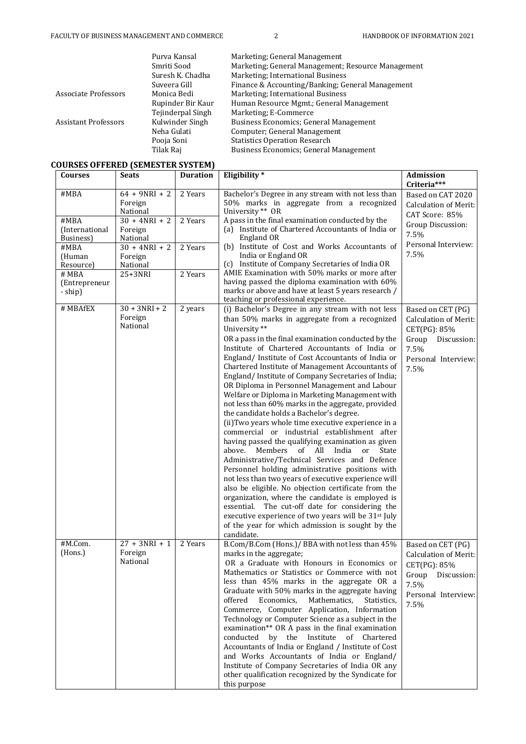| | Purva Kansal | Marketing; General Management |
|---|---|---|
| | Smriti Sood | Marketing; General Management; Resource Management |
| | Suresh K. Chadha | Marketing; International Business |
| | Suveera Gill | Finance & Accounting/Banking; General Management |
| Associate Professors | Monica Bedi | Marketing; International Business |
| | Rupinder Bir Kaur | Human Resource Mgmt.; General Management |
| | Tejinderpal Singh | Marketing; E-Commerce |
| Assistant Professors | Kulwinder Singh | Business Economics; General Management |
| | Neha Gulati | Computer; General Management |
| | Pooja Soni | Statistics Operation Research |
| | Tilak Raj | Business Economics; General Management |

**COURSES OFFERED (SEMESTER SYSTEM)**

| Courses | Seats | Duration | Eligibility * | Admission Criteria*** |
|---|---|---|---|---|
| #MBA | 64 + 9NRI + 2 Foreign National | 2 Years | Bachelor's Degree in any stream with not less than 50% marks in aggregate from a recognized University ** OR<br>A pass in the final examination conducted by the<br>(a) Institute of Chartered Accountants of India or England OR<br>(b) Institute of Cost and Works Accountants of India or England OR<br>(c) Institute of Company Secretaries of India OR<br>AMIE Examination with 50% marks or more after having passed the diploma examination with 60% marks or above and have at least 5 years research / teaching or professional experience. | Based on CAT 2020<br>Calculation of Merit:<br>CAT Score: 85%<br>Group Discussion: 7.5%<br>Personal Interview: 7.5% |
| #MBA (International Business) | 30 + 4NRI + 2 Foreign National | 2 Years | | |
| #MBA (Human Resource) | 30 + 4NRI + 2 Foreign National | 2 Years | | |
| # MBA (Entrepreneur - ship) | 25+3NRI | 2 Years | | |
| # MBAfEX | 30 + 3NRI + 2 Foreign National | 2 years | (i) Bachelor's Degree in any stream with not less than 50% marks in aggregate from a recognized University **<br>OR a pass in the final examination conducted by the Institute of Chartered Accountants of India or England/ Institute of Cost Accountants of India or Chartered Institute of Management Accountants of England/ Institute of Company Secretaries of India; OR Diploma in Personnel Management and Labour Welfare or Diploma in Marketing Management with not less than 60% marks in the aggregate, provided the candidate holds a Bachelor's degree.<br>(ii)Two years whole time executive experience in a commercial or industrial establishment after having passed the qualifying examination as given above. Members of All India or State Administrative/Technical Services and Defence Personnel holding administrative positions with not less than two years of executive experience will also be eligible. No objection certificate from the organization, where the candidate is employed is essential. The cut-off date for considering the executive experience of two years will be 31st July of the year for which admission is sought by the candidate. | Based on CET (PG)<br>Calculation of Merit:<br>CET(PG): 85%<br>Group Discussion: 7.5%<br>Personal Interview: 7.5% |
| #M.Com. (Hons.) | 27 + 3NRI + 1 Foreign National | 2 Years | B.Com/B.Com (Hons.)/ BBA with not less than 45% marks in the aggregate;<br>OR a Graduate with Honours in Economics or Mathematics or Statistics or Commerce with not less than 45% marks in the aggregate OR a Graduate with 50% marks in the aggregate having offered Economics, Mathematics, Statistics, Commerce, Computer Application, Information Technology or Computer Science as a subject in the examination** OR A pass in the final examination conducted by the Institute of Chartered Accountants of India or England / Institute of Cost and Works Accountants of India or England/ Institute of Company Secretaries of India OR any other qualification recognized by the Syndicate for this purpose | Based on CET (PG)<br>Calculation of Merit:<br>CET(PG): 85%<br>Group Discussion: 7.5%<br>Personal Interview: 7.5% |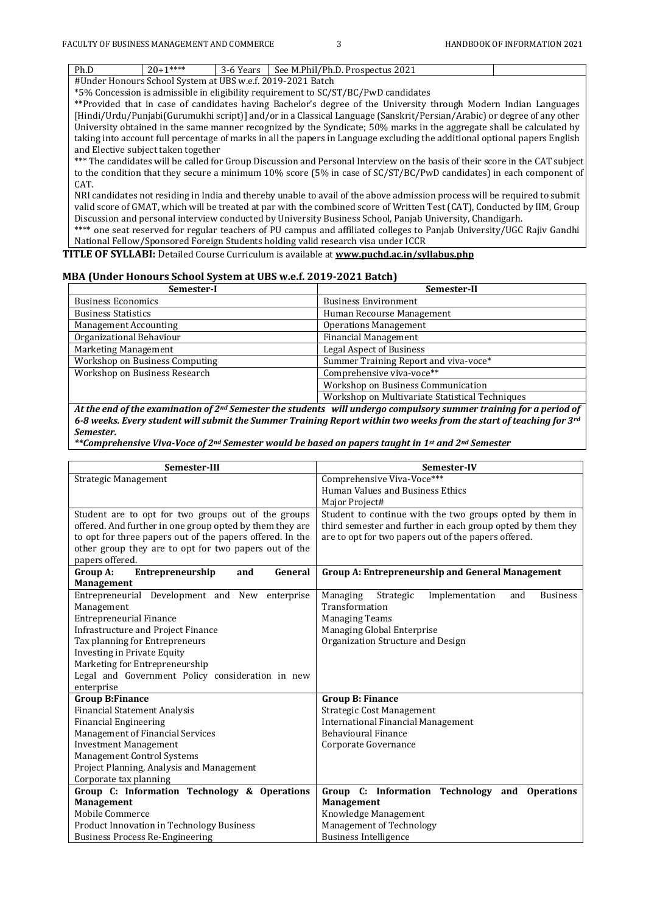| Ph.D | 20+1**** | 3-6 Years | See M.Phil/Ph.D. Prospectus 2021 | |
|---|---|---|---|---|

#Under Honours School System at UBS w.e.f. 2019-2021 Batch

*5% Concession is admissible in eligibility requirement to SC/ST/BC/PwD candidates

**Provided that in case of candidates having Bachelor's degree of the University through Modern Indian Languages [Hindi/Urdu/Punjabi(Gurumukhi script)] and/or in a Classical Language (Sanskrit/Persian/Arabic) or degree of any other University obtained in the same manner recognized by the Syndicate; 50% marks in the aggregate shall be calculated by taking into account full percentage of marks in all the papers in Language excluding the additional optional papers English and Elective subject taken together

*** The candidates will be called for Group Discussion and Personal Interview on the basis of their score in the CAT subject to the condition that they secure a minimum 10% score (5% in case of SC/ST/BC/PwD candidates) in each component of CAT.

NRI candidates not residing in India and thereby unable to avail of the above admission process will be required to submit valid score of GMAT, which will be treated at par with the combined score of Written Test (CAT), Conducted by IIM, Group Discussion and personal interview conducted by University Business School, Panjab University, Chandigarh.

**** one seat reserved for regular teachers of PU campus and affiliated colleges to Panjab University/UGC Rajiv Gandhi National Fellow/Sponsored Foreign Students holding valid research visa under ICCR

**TITLE OF SYLLABI:** Detailed Course Curriculum is available at **www.puchd.ac.in/syllabus.php**

## MBA (Under Honours School System at UBS w.e.f. 2019-2021 Batch)

| Semester-I | Semester-II |
|---|---|
| Business Economics | Business Environment |
| Business Statistics | Human Recourse Management |
| Management Accounting | Operations Management |
| Organizational Behaviour | Financial Management |
| Marketing Management | Legal Aspect of Business |
| Workshop on Business Computing | Summer Training Report and viva-voce* |
| Workshop on Business Research | Comprehensive viva-voce** |
| | Workshop on Business Communication |
| | Workshop on Multivariate Statistical Techniques |

***At the end of the examination of 2nd Semester the students will undergo compulsory summer training for a period of 6-8 weeks. Every student will submit the Summer Training Report within two weeks from the start of teaching for 3rd Semester.***

***\*\*Comprehensive Viva-Voce of 2nd Semester would be based on papers taught in 1st and 2nd Semester***

| Semester-III | Semester-IV |
|---|---|
| Strategic Management | Comprehensive Viva-Voce***<br>Human Values and Business Ethics<br>Major Project# |
| Student are to opt for two groups out of the groups offered. And further in one group opted by them they are to opt for three papers out of the papers offered. In the other group they are to opt for two papers out of the papers offered. | Student to continue with the two groups opted by them in third semester and further in each group opted by them they are to opt for two papers out of the papers offered. |
| **Group A: Entrepreneurship and General Management** | **Group A: Entrepreneurship and General Management** |
| Entrepreneurial Development and New enterprise Management<br>Entrepreneurial Finance<br>Infrastructure and Project Finance<br>Tax planning for Entrepreneurs<br>Investing in Private Equity<br>Marketing for Entrepreneurship<br>Legal and Government Policy consideration in new enterprise | Managing Strategic Implementation and Business Transformation<br>Managing Teams<br>Managing Global Enterprise<br>Organization Structure and Design |
| **Group B:Finance** | **Group B: Finance** |
| Financial Statement Analysis<br>Financial Engineering<br>Management of Financial Services<br>Investment Management<br>Management Control Systems<br>Project Planning, Analysis and Management<br>Corporate tax planning | Strategic Cost Management<br>International Financial Management<br>Behavioural Finance<br>Corporate Governance |
| **Group C: Information Technology & Operations Management** | **Group C: Information Technology and Operations Management** |
| Mobile Commerce<br>Product Innovation in Technology Business<br>Business Process Re-Engineering | Knowledge Management<br>Management of Technology<br>Business Intelligence |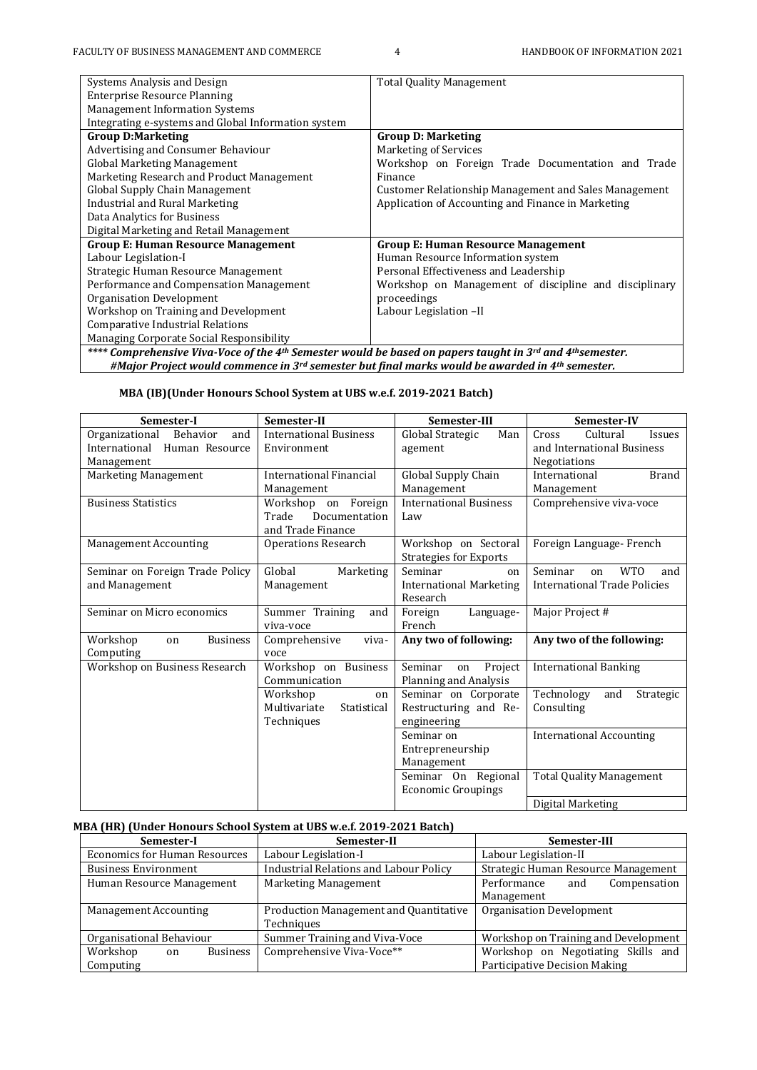| | |
|---|---|
| Systems Analysis and Design<br>Enterprise Resource Planning<br>Management Information Systems<br>Integrating e-systems and Global Information system | Total Quality Management |
| **Group D:Marketing**<br>Advertising and Consumer Behaviour<br>Global Marketing Management<br>Marketing Research and Product Management<br>Global Supply Chain Management<br>Industrial and Rural Marketing<br>Data Analytics for Business<br>Digital Marketing and Retail Management | **Group D: Marketing**<br>Marketing of Services<br>Workshop on Foreign Trade Documentation and Trade Finance<br>Customer Relationship Management and Sales Management<br>Application of Accounting and Finance in Marketing |
| **Group E: Human Resource Management**<br>Labour Legislation-I<br>Strategic Human Resource Management<br>Performance and Compensation Management<br>Organisation Development<br>Workshop on Training and Development<br>Comparative Industrial Relations<br>Managing Corporate Social Responsibility | **Group E: Human Resource Management**<br>Human Resource Information system<br>Personal Effectiveness and Leadership<br>Workshop on Management of discipline and disciplinary proceedings<br>Labour Legislation –II |
| ***\*\*\*\* Comprehensive Viva-Voce of the 4th Semester would be based on papers taught in 3rd and 4th semester.*** | |
| ***#Major Project would commence in 3rd semester but final marks would be awarded in 4th semester.*** | |

### MBA (IB)(Under Honours School System at UBS w.e.f. 2019-2021 Batch)

| Semester-I | Semester-II | Semester-III | Semester-IV |
|---|---|---|---|
| Organizational Behavior and International Human Resource Management | International Business Environment | Global Strategic Management | Cross Cultural Issues and International Business Negotiations |
| Marketing Management | International Financial Management | Global Supply Chain Management | International Brand Management |
| Business Statistics | Workshop on Foreign Trade Documentation and Trade Finance | International Business Law | Comprehensive viva-voce |
| Management Accounting | Operations Research | Workshop on Sectoral Strategies for Exports | Foreign Language- French |
| Seminar on Foreign Trade Policy and Management | Global Marketing Management | Seminar on International Marketing Research | Seminar on WTO and International Trade Policies |
| Seminar on Micro economics | Summer Training and viva-voce | Foreign Language-French | Major Project # |
| Workshop on Business Computing | Comprehensive viva-voce | **Any two of following:** | **Any two of the following:** |
| Workshop on Business Research | Workshop on Business Communication | Seminar on Project Planning and Analysis | International Banking |
| | Workshop on Multivariate Statistical Techniques | Seminar on Corporate Restructuring and Re-engineering | Technology and Strategic Consulting |
| | | Seminar on Entrepreneurship Management | International Accounting |
| | | Seminar On Regional Economic Groupings | Total Quality Management |
| | | | Digital Marketing |

### MBA (HR) (Under Honours School System at UBS w.e.f. 2019-2021 Batch)

| Semester-I | Semester-II | Semester-III |
|---|---|---|
| Economics for Human Resources | Labour Legislation-I | Labour Legislation-II |
| Business Environment | Industrial Relations and Labour Policy | Strategic Human Resource Management |
| Human Resource Management | Marketing Management | Performance and Compensation Management |
| Management Accounting | Production Management and Quantitative Techniques | Organisation Development |
| Organisational Behaviour | Summer Training and Viva-Voce | Workshop on Training and Development |
| Workshop on Business Computing | Comprehensive Viva-Voce** | Workshop on Negotiating Skills and Participative Decision Making |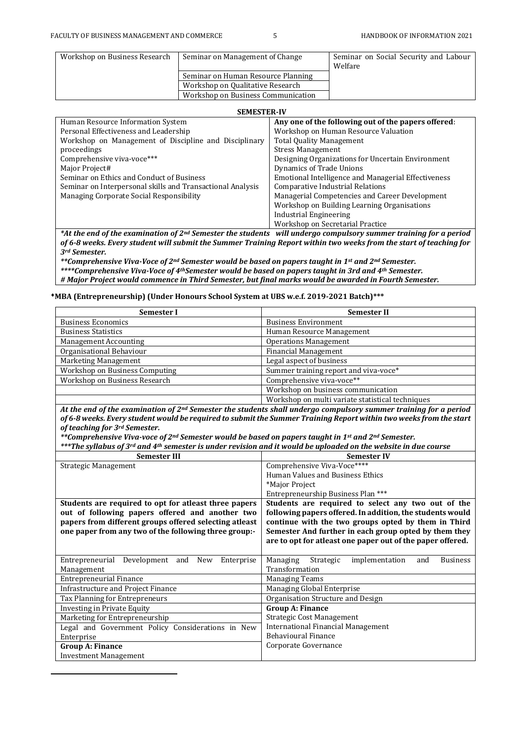| Workshop on Business Research | Seminar on Management of Change | Seminar on Social Security and Labour Welfare |
|---|---|---|
| | Seminar on Human Resource Planning | |
| | Workshop on Qualitative Research | |
| | Workshop on Business Communication | |

**SEMESTER-IV**

| | **Any one of the following out of the papers offered**: |
|---|---|
| Human Resource Information System | Workshop on Human Resource Valuation |
| Personal Effectiveness and Leadership | Total Quality Management |
| Workshop on Management of Discipline and Disciplinary proceedings | Stress Management |
| Comprehensive viva-voce*** | Designing Organizations for Uncertain Environment |
| Major Project# | Dynamics of Trade Unions |
| Seminar on Ethics and Conduct of Business | Emotional Intelligence and Managerial Effectiveness |
| Seminar on Interpersonal skills and Transactional Analysis | Comparative Industrial Relations |
| Managing Corporate Social Responsibility | Managerial Competencies and Career Development |
| | Workshop on Building Learning Organisations |
| | Industrial Engineering |
| | Workshop on Secretarial Practice |

***At the end of the examination of 2nd Semester the students will undergo compulsory summer training for a period of 6-8 weeks. Every student will submit the Summer Training Report within two weeks from the start of teaching for 3rd Semester.***

***\*\*Comprehensive Viva-Voce of 2nd Semester would be based on papers taught in 1st and 2nd Semester.***

***\*\*\*\*Comprehensive Viva-Voce of 4th Semester would be based on papers taught in 3rd and 4th Semester.***

***# Major Project would commence in Third Semester, but final marks would be awarded in Fourth Semester.***

### ♦MBA (Entrepreneurship) (Under Honours School System at UBS w.e.f. 2019-2021 Batch)***

| Semester I | Semester II |
|---|---|
| Business Economics | Business Environment |
| Business Statistics | Human Resource Management |
| Management Accounting | Operations Management |
| Organisational Behaviour | Financial Management |
| Marketing Management | Legal aspect of business |
| Workshop on Business Computing | Summer training report and viva-voce* |
| Workshop on Business Research | Comprehensive viva-voce** |
| | Workshop on business communication |
| | Workshop on multi variate statistical techniques |

***At the end of the examination of 2nd Semester the students shall undergo compulsory summer training for a period of 6-8 weeks. Every student would be required to submit the Summer Training Report within two weeks from the start of teaching for 3rd Semester.***

***\*\*Comprehensive Viva-voce of 2nd Semester would be based on papers taught in 1st and 2nd Semester.***

***\*\*\*The syllabus of 3rd and 4th semester is under revision and it would be uploaded on the website in due course***

| Semester III | Semester IV |
|---|---|
| Strategic Management | Comprehensive Viva-Voce****<br>Human Values and Business Ethics<br>*Major Project<br>Entrepreneurship Business Plan *** |
| **Students are required to opt for atleast three papers out of following papers offered and another two papers from different groups offered selecting atleast one paper from any two of the following three group:-** | **Students are required to select any two out of the following papers offered. In addition, the students would continue with the two groups opted by them in Third Semester And further in each group opted by them they are to opt for atleast one paper out of the paper offered.** |
| Entrepreneurial Development and New Enterprise Management | Managing Strategic implementation and Business Transformation |
| Entrepreneurial Finance | Managing Teams |
| Infrastructure and Project Finance | Managing Global Enterprise |
| Tax Planning for Entrepreneurs | Organisation Structure and Design |
| Investing in Private Equity | **Group A: Finance** |
| Marketing for Entrepreneurship | Strategic Cost Management |
| Legal and Government Policy Considerations in New Enterprise | International Financial Management<br>Behavioural Finance |
| **Group A: Finance** | Corporate Governance |
| Investment Management | |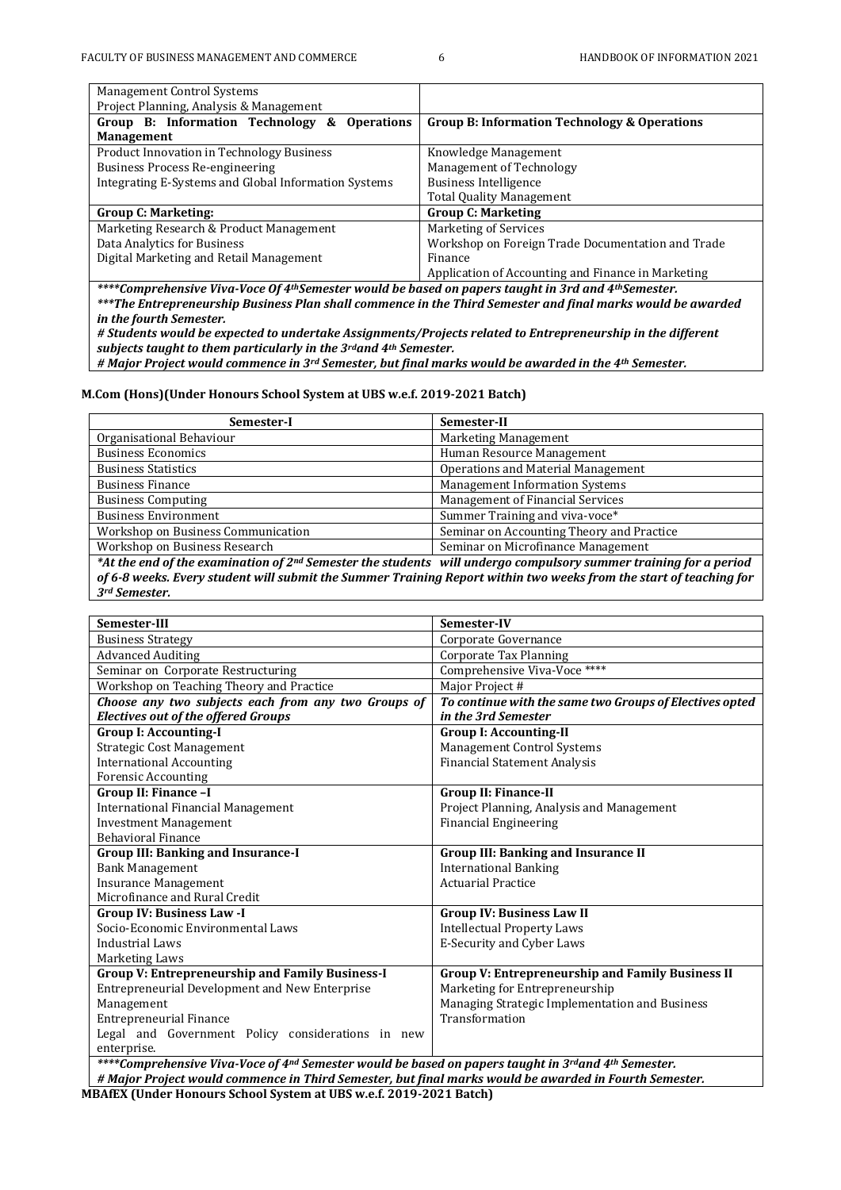| | |
|---|---|
| Management Control Systems<br>Project Planning, Analysis & Management | |
| **Group B: Information Technology & Operations Management** | **Group B: Information Technology & Operations** |
| Product Innovation in Technology Business<br>Business Process Re-engineering<br>Integrating E-Systems and Global Information Systems | Knowledge Management<br>Management of Technology<br>Business Intelligence<br>Total Quality Management |
| **Group C: Marketing:** | **Group C: Marketing** |
| Marketing Research & Product Management<br>Data Analytics for Business<br>Digital Marketing and Retail Management | Marketing of Services<br>Workshop on Foreign Trade Documentation and Trade Finance<br>Application of Accounting and Finance in Marketing |

****Comprehensive Viva-Voce Of 4th Semester would be based on papers taught in 3rd and 4th Semester.*
****The Entrepreneurship Business Plan shall commence in the Third Semester and final marks would be awarded in the fourth Semester.*
*# Students would be expected to undertake Assignments/Projects related to Entrepreneurship in the different subjects taught to them particularly in the 3rd and 4th Semester.*
*# Major Project would commence in 3rd Semester, but final marks would be awarded in the 4th Semester.*

## M.Com (Hons)(Under Honours School System at UBS w.e.f. 2019-2021 Batch)

| Semester-I | Semester-II |
|---|---|
| Organisational Behaviour | Marketing Management |
| Business Economics | Human Resource Management |
| Business Statistics | Operations and Material Management |
| Business Finance | Management Information Systems |
| Business Computing | Management of Financial Services |
| Business Environment | Summer Training and viva-voce* |
| Workshop on Business Communication | Seminar on Accounting Theory and Practice |
| Workshop on Business Research | Seminar on Microfinance Management |

**At the end of the examination of 2nd Semester the students will undergo compulsory summer training for a period of 6-8 weeks. Every student will submit the Summer Training Report within two weeks from the start of teaching for 3rd Semester.*

| Semester-III | Semester-IV |
|---|---|
| Business Strategy | Corporate Governance |
| Advanced Auditing | Corporate Tax Planning |
| Seminar on Corporate Restructuring | Comprehensive Viva-Voce **** |
| Workshop on Teaching Theory and Practice | Major Project # |
| ***Choose any two subjects each from any two Groups of Electives out of the offered Groups*** | ***To continue with the same two Groups of Electives opted in the 3rd Semester*** |
| **Group I: Accounting-I** | **Group I: Accounting-II** |
| Strategic Cost Management<br>International Accounting<br>Forensic Accounting | Management Control Systems<br>Financial Statement Analysis |
| **Group II: Finance –I** | **Group II: Finance-II** |
| International Financial Management<br>Investment Management<br>Behavioral Finance | Project Planning, Analysis and Management<br>Financial Engineering |
| **Group III: Banking and Insurance-I** | **Group III: Banking and Insurance II** |
| Bank Management<br>Insurance Management<br>Microfinance and Rural Credit | International Banking<br>Actuarial Practice |
| **Group IV: Business Law -I** | **Group IV: Business Law II** |
| Socio-Economic Environmental Laws<br>Industrial Laws<br>Marketing Laws | Intellectual Property Laws<br>E-Security and Cyber Laws |
| **Group V: Entrepreneurship and Family Business-I** | **Group V: Entrepreneurship and Family Business II** |
| Entrepreneurial Development and New Enterprise Management<br>Entrepreneurial Finance<br>Legal and Government Policy considerations in new enterprise. | Marketing for Entrepreneurship<br>Managing Strategic Implementation and Business Transformation |

****Comprehensive Viva-Voce of 4th Semester would be based on papers taught in 3rd and 4th Semester.*
*# Major Project would commence in Third Semester, but final marks would be awarded in Fourth Semester.*

## MBAfEX (Under Honours School System at UBS w.e.f. 2019-2021 Batch)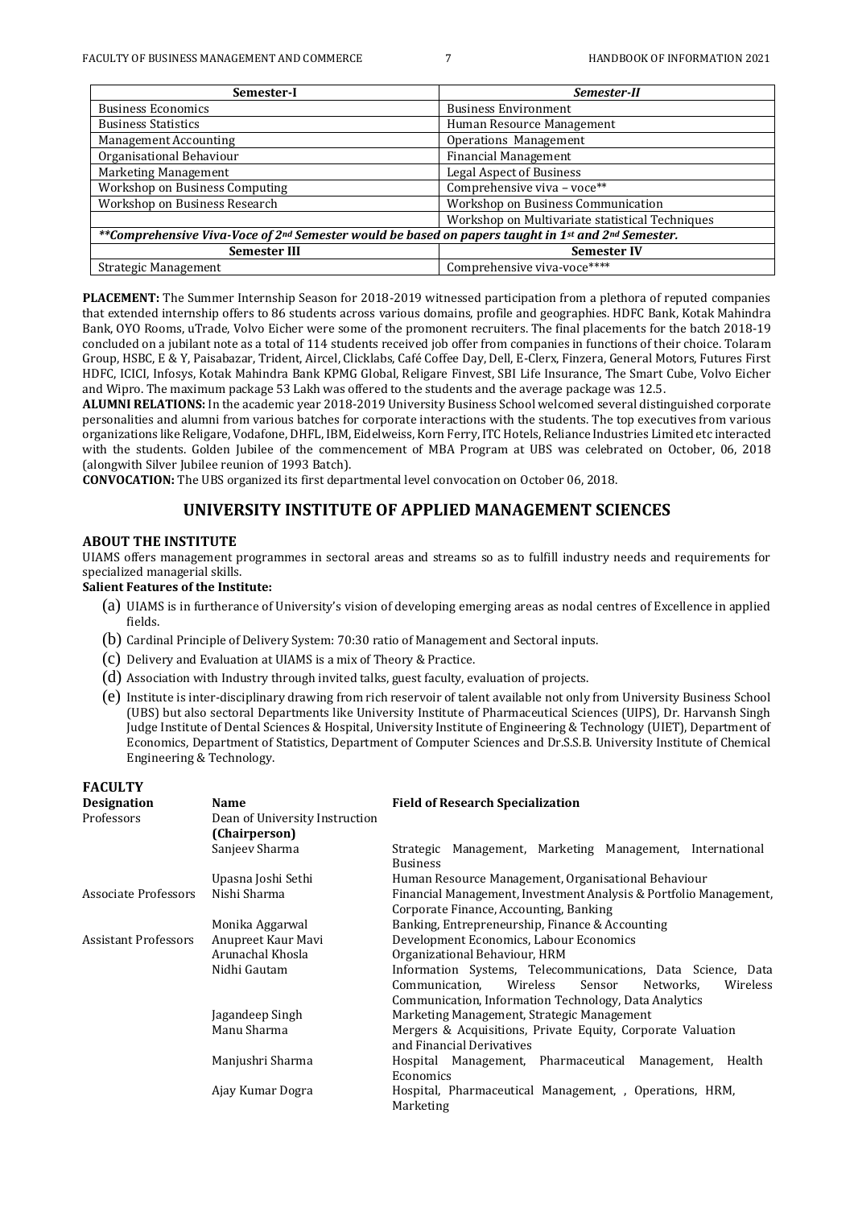| Semester-I | *Semester-II* |
|---|---|
| Business Economics | Business Environment |
| Business Statistics | Human Resource Management |
| Management Accounting | Operations Management |
| Organisational Behaviour | Financial Management |
| Marketing Management | Legal Aspect of Business |
| Workshop on Business Computing | Comprehensive viva – voce** |
| Workshop on Business Research | Workshop on Business Communication |
| | Workshop on Multivariate statistical Techniques |
| ***Comprehensive Viva-Voce of 2nd Semester would be based on papers taught in 1st and 2nd Semester.* | |
| **Semester III** | **Semester IV** |
| Strategic Management | Comprehensive viva-voce**** |

**PLACEMENT:** The Summer Internship Season for 2018-2019 witnessed participation from a plethora of reputed companies that extended internship offers to 86 students across various domains, profile and geographies. HDFC Bank, Kotak Mahindra Bank, OYO Rooms, uTrade, Volvo Eicher were some of the promonent recruiters. The final placements for the batch 2018-19 concluded on a jubilant note as a total of 114 students received job offer from companies in functions of their choice. Tolaram Group, HSBC, E & Y, Paisabazar, Trident, Aircel, Clicklabs, Café Coffee Day, Dell, E-Clerx, Finzera, General Motors, Futures First HDFC, ICICI, Infosys, Kotak Mahindra Bank KPMG Global, Religare Finvest, SBI Life Insurance, The Smart Cube, Volvo Eicher and Wipro. The maximum package 53 Lakh was offered to the students and the average package was 12.5.

**ALUMNI RELATIONS:** In the academic year 2018-2019 University Business School welcomed several distinguished corporate personalities and alumni from various batches for corporate interactions with the students. The top executives from various organizations like Religare, Vodafone, DHFL, IBM, Eidelweiss, Korn Ferry, ITC Hotels, Reliance Industries Limited etc interacted with the students. Golden Jubilee of the commencement of MBA Program at UBS was celebrated on October, 06, 2018 (alongwith Silver Jubilee reunion of 1993 Batch).

**CONVOCATION:** The UBS organized its first departmental level convocation on October 06, 2018.

## UNIVERSITY INSTITUTE OF APPLIED MANAGEMENT SCIENCES

### ABOUT THE INSTITUTE

UIAMS offers management programmes in sectoral areas and streams so as to fulfill industry needs and requirements for specialized managerial skills.

**Salient Features of the Institute:**

(a) UIAMS is in furtherance of University's vision of developing emerging areas as nodal centres of Excellence in applied fields.

(b) Cardinal Principle of Delivery System: 70:30 ratio of Management and Sectoral inputs.

(c) Delivery and Evaluation at UIAMS is a mix of Theory & Practice.

(d) Association with Industry through invited talks, guest faculty, evaluation of projects.

(e) Institute is inter-disciplinary drawing from rich reservoir of talent available not only from University Business School (UBS) but also sectoral Departments like University Institute of Pharmaceutical Sciences (UIPS), Dr. Harvansh Singh Judge Institute of Dental Sciences & Hospital, University Institute of Engineering & Technology (UIET), Department of Economics, Department of Statistics, Department of Computer Sciences and Dr.S.S.B. University Institute of Chemical Engineering & Technology.

### FACULTY

| Designation | Name | Field of Research Specialization |
|---|---|---|
| Professors | Dean of University Instruction **(Chairperson)** | |
| | Sanjeev Sharma | Strategic Management, Marketing Management, International Business |
| | Upasna Joshi Sethi | Human Resource Management, Organisational Behaviour |
| Associate Professors | Nishi Sharma | Financial Management, Investment Analysis & Portfolio Management, Corporate Finance, Accounting, Banking |
| | Monika Aggarwal | Banking, Entrepreneurship, Finance & Accounting |
| Assistant Professors | Anupreet Kaur Mavi | Development Economics, Labour Economics |
| | Arunachal Khosla | Organizational Behaviour, HRM |
| | Nidhi Gautam | Information Systems, Telecommunications, Data Science, Data Communication, Wireless Sensor Networks, Wireless Communication, Information Technology, Data Analytics |
| | Jagandeep Singh | Marketing Management, Strategic Management |
| | Manu Sharma | Mergers & Acquisitions, Private Equity, Corporate Valuation and Financial Derivatives |
| | Manjushri Sharma | Hospital Management, Pharmaceutical Management, Health Economics |
| | Ajay Kumar Dogra | Hospital, Pharmaceutical Management, , Operations, HRM, Marketing |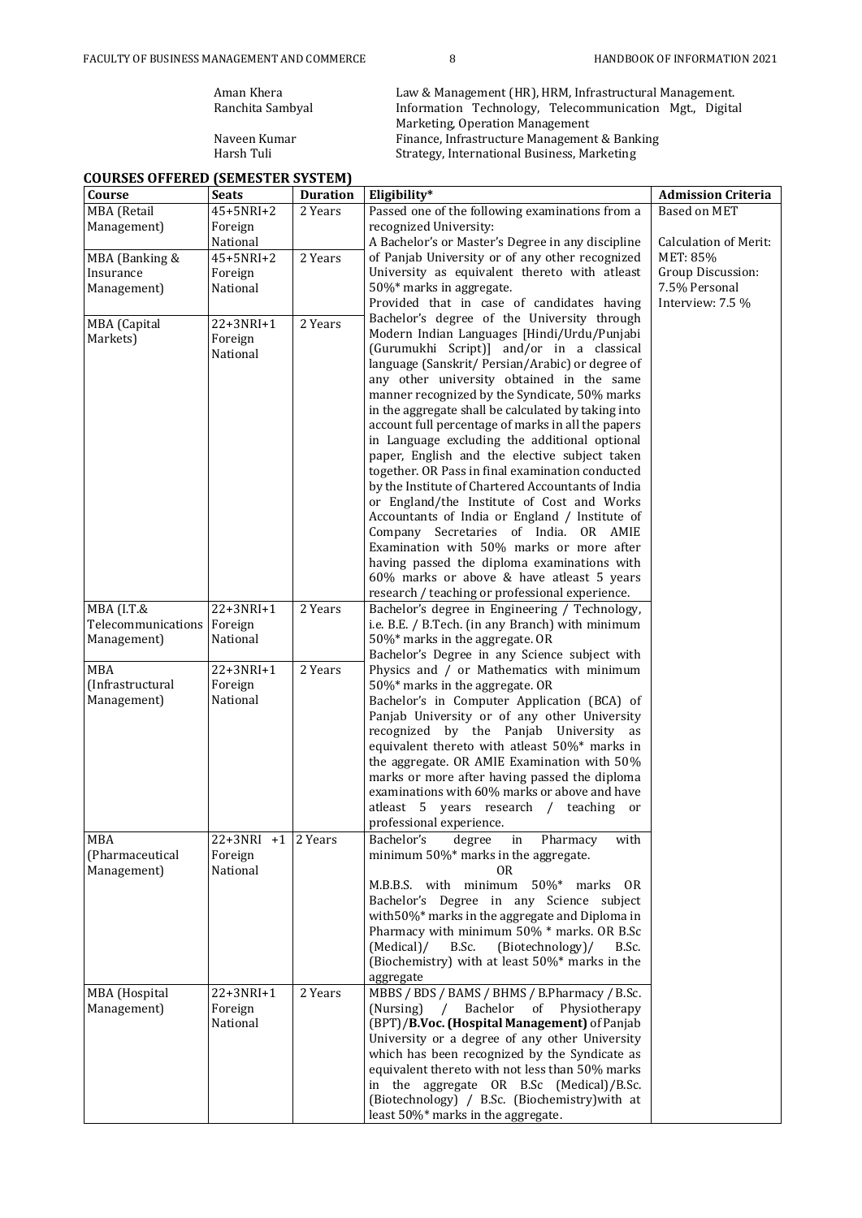| | |
|---|---|
| Aman Khera | Law & Management (HR), HRM, Infrastructural Management. |
| Ranchita Sambyal | Information Technology, Telecommunication Mgt., Digital Marketing, Operation Management |
| Naveen Kumar | Finance, Infrastructure Management & Banking |
| Harsh Tuli | Strategy, International Business, Marketing |

## COURSES OFFERED (SEMESTER SYSTEM)

| Course | Seats | Duration | Eligibility* | Admission Criteria |
|---|---|---|---|---|
| MBA (Retail Management) | 45+5NRI+2 Foreign National | 2 Years | Passed one of the following examinations from a recognized University: A Bachelor's or Master's Degree in any discipline of Panjab University or of any other recognized University as equivalent thereto with atleast 50%* marks in aggregate. Provided that in case of candidates having Bachelor's degree of the University through Modern Indian Languages [Hindi/Urdu/Punjabi (Gurumukhi Script)] and/or in a classical language (Sanskrit/ Persian/Arabic) or degree of any other university obtained in the same manner recognized by the Syndicate, 50% marks in the aggregate shall be calculated by taking into account full percentage of marks in all the papers in Language excluding the additional optional paper, English and the elective subject taken together. OR Pass in final examination conducted by the Institute of Chartered Accountants of India or England/the Institute of Cost and Works Accountants of India or England / Institute of Company Secretaries of India. OR AMIE Examination with 50% marks or more after having passed the diploma examinations with 60% marks or above & have atleast 5 years research / teaching or professional experience. | Based on MET<br><br>Calculation of Merit:<br>MET: 85%<br>Group Discussion: 7.5% Personal Interview: 7.5 % |
| MBA (Banking & Insurance Management) | 45+5NRI+2 Foreign National | 2 Years | | |
| MBA (Capital Markets) | 22+3NRI+1 Foreign National | 2 Years | | |
| MBA (I.T.& Telecommunications Management) | 22+3NRI+1 Foreign National | 2 Years | Bachelor's degree in Engineering / Technology, i.e. B.E. / B.Tech. (in any Branch) with minimum 50%* marks in the aggregate. OR Bachelor's Degree in any Science subject with Physics and / or Mathematics with minimum 50%* marks in the aggregate. OR Bachelor's in Computer Application (BCA) of Panjab University or of any other University recognized by the Panjab University as equivalent thereto with atleast 50%* marks in the aggregate. OR AMIE Examination with 50% marks or more after having passed the diploma examinations with 60% marks or above and have atleast 5 years research / teaching or professional experience. | |
| MBA (Infrastructural Management) | 22+3NRI+1 Foreign National | 2 Years | | |
| MBA (Pharmaceutical Management) | 22+3NRI +1 Foreign National | 2 Years | Bachelor's degree in Pharmacy with minimum 50%* marks in the aggregate. OR M.B.B.S. with minimum 50%* marks OR Bachelor's Degree in any Science subject with50%* marks in the aggregate and Diploma in Pharmacy with minimum 50% * marks. OR B.Sc (Medical)/ B.Sc. (Biotechnology)/ B.Sc. (Biochemistry) with at least 50%* marks in the aggregate | |
| MBA (Hospital Management) | 22+3NRI+1 Foreign National | 2 Years | MBBS / BDS / BAMS / BHMS / B.Pharmacy / B.Sc. (Nursing) / Bachelor of Physiotherapy (BPT)/**B.Voc. (Hospital Management)** of Panjab University or a degree of any other University which has been recognized by the Syndicate as equivalent thereto with not less than 50% marks in the aggregate OR B.Sc (Medical)/B.Sc. (Biotechnology) / B.Sc. (Biochemistry)with at least 50%* marks in the aggregate. | |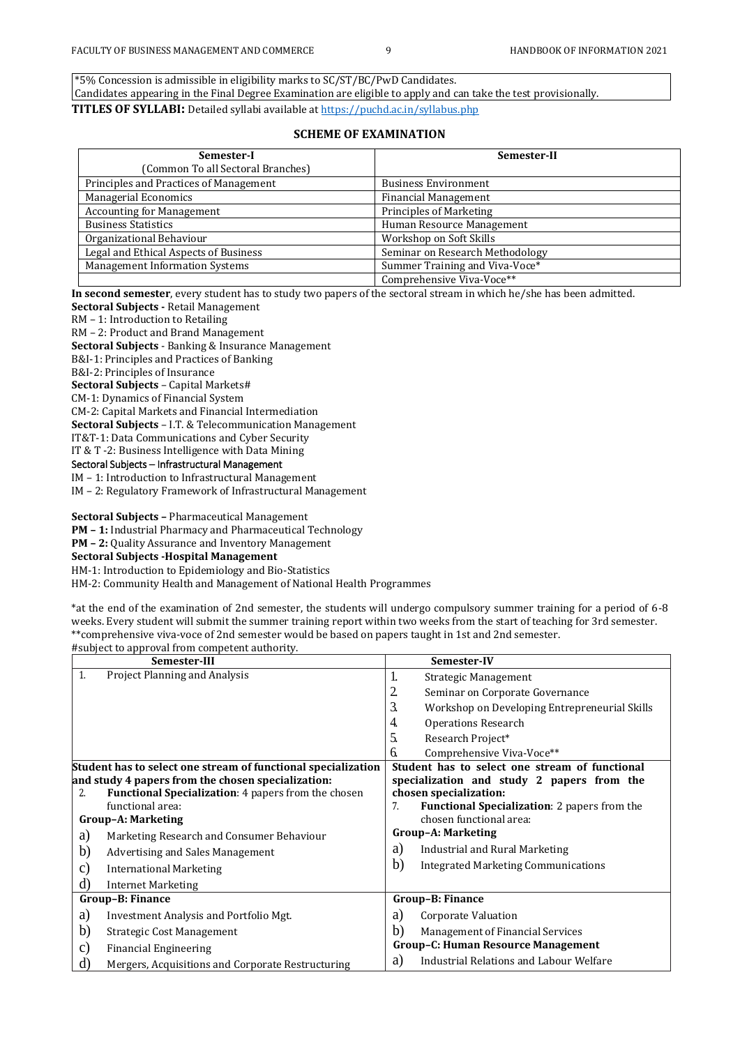\*5% Concession is admissible in eligibility marks to SC/ST/BC/PwD Candidates.
Candidates appearing in the Final Degree Examination are eligible to apply and can take the test provisionally.

**TITLES OF SYLLABI:** Detailed syllabi available at https://puchd.ac.in/syllabus.php

## SCHEME OF EXAMINATION

| Semester-I (Common To all Sectoral Branches) | Semester-II |
|---|---|
| Principles and Practices of Management | Business Environment |
| Managerial Economics | Financial Management |
| Accounting for Management | Principles of Marketing |
| Business Statistics | Human Resource Management |
| Organizational Behaviour | Workshop on Soft Skills |
| Legal and Ethical Aspects of Business | Seminar on Research Methodology |
| Management Information Systems | Summer Training and Viva-Voce* |
| | Comprehensive Viva-Voce** |

**In second semester**, every student has to study two papers of the sectoral stream in which he/she has been admitted.

**Sectoral Subjects -** Retail Management
RM – 1: Introduction to Retailing
RM – 2: Product and Brand Management

**Sectoral Subjects** - Banking & Insurance Management
B&I-1: Principles and Practices of Banking
B&I-2: Principles of Insurance

**Sectoral Subjects** – Capital Markets#
CM-1: Dynamics of Financial System
CM-2: Capital Markets and Financial Intermediation

**Sectoral Subjects** – I.T. & Telecommunication Management
IT&T-1: Data Communications and Cyber Security
IT & T -2: Business Intelligence with Data Mining

Sectoral Subjects – Infrastructural Management
IM – 1: Introduction to Infrastructural Management
IM – 2: Regulatory Framework of Infrastructural Management

**Sectoral Subjects –** Pharmaceutical Management
**PM – 1:** Industrial Pharmacy and Pharmaceutical Technology
**PM – 2:** Quality Assurance and Inventory Management

**Sectoral Subjects -Hospital Management**
HM-1: Introduction to Epidemiology and Bio-Statistics
HM-2: Community Health and Management of National Health Programmes

\*at the end of the examination of 2nd semester, the students will undergo compulsory summer training for a period of 6-8 weeks. Every student will submit the summer training report within two weeks from the start of teaching for 3rd semester.
\*\*comprehensive viva-voce of 2nd semester would be based on papers taught in 1st and 2nd semester.
#subject to approval from competent authority.

| Semester-III | Semester-IV |
|---|---|
| 1. Project Planning and Analysis | 1. Strategic Management<br>2. Seminar on Corporate Governance<br>3. Workshop on Developing Entrepreneurial Skills<br>4. Operations Research<br>5. Research Project*<br>6. Comprehensive Viva-Voce** |
| **Student has to select one stream of functional specialization and study 4 papers from the chosen specialization:**<br>2. **Functional Specialization**: 4 papers from the chosen functional area:<br>**Group–A: Marketing**<br>a) Marketing Research and Consumer Behaviour<br>b) Advertising and Sales Management<br>c) International Marketing<br>d) Internet Marketing | **Student has to select one stream of functional specialization and study 2 papers from the chosen specialization:**<br>7. **Functional Specialization**: 2 papers from the chosen functional area:<br>**Group–A: Marketing**<br>a) Industrial and Rural Marketing<br>b) Integrated Marketing Communications |
| **Group–B: Finance**<br>a) Investment Analysis and Portfolio Mgt.<br>b) Strategic Cost Management<br>c) Financial Engineering<br>d) Mergers, Acquisitions and Corporate Restructuring | **Group–B: Finance**<br>a) Corporate Valuation<br>b) Management of Financial Services<br>**Group–C: Human Resource Management**<br>a) Industrial Relations and Labour Welfare |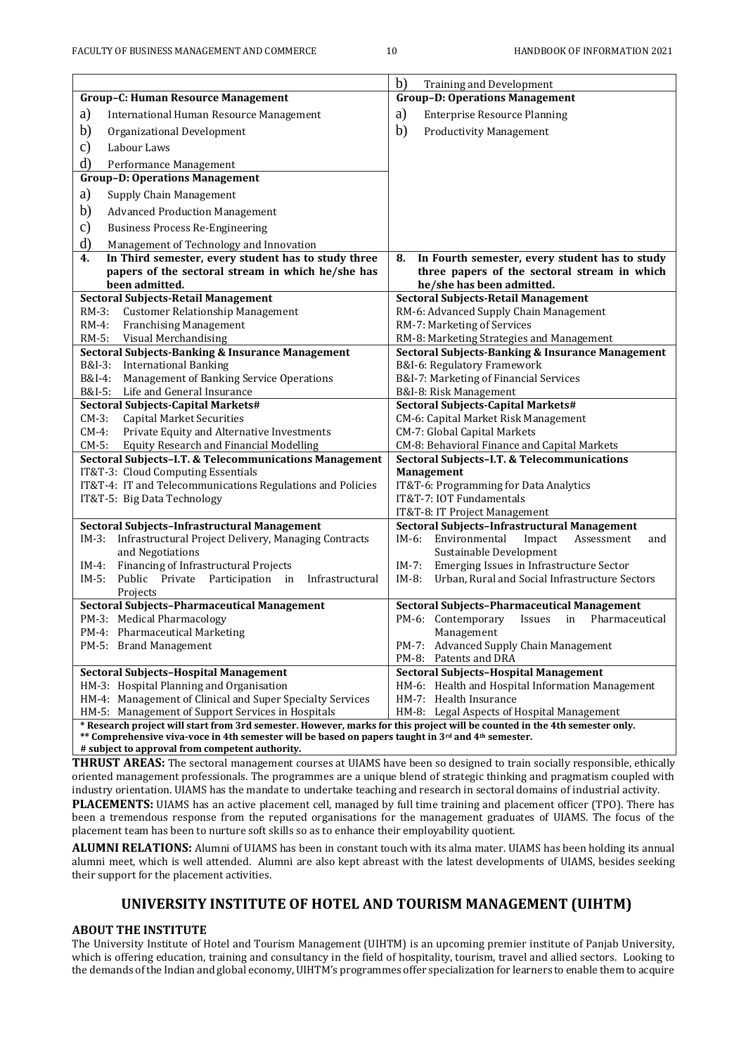| | b) Training and Development |
|---|---|
| **Group–C: Human Resource Management** | **Group–D: Operations Management** |
| a) International Human Resource Management | a) Enterprise Resource Planning |
| b) Organizational Development | b) Productivity Management |
| c) Labour Laws | |
| d) Performance Management | |
| **Group–D: Operations Management** | |
| a) Supply Chain Management | |
| b) Advanced Production Management | |
| c) Business Process Re-Engineering | |
| d) Management of Technology and Innovation | |
| **4. In Third semester, every student has to study three papers of the sectoral stream in which he/she has been admitted.** | **8. In Fourth semester, every student has to study three papers of the sectoral stream in which he/she has been admitted.** |
| **Sectoral Subjects-Retail Management**<br>RM-3: Customer Relationship Management<br>RM-4: Franchising Management<br>RM-5: Visual Merchandising | **Sectoral Subjects-Retail Management**<br>RM-6: Advanced Supply Chain Management<br>RM-7: Marketing of Services<br>RM-8: Marketing Strategies and Management |
| **Sectoral Subjects-Banking & Insurance Management**<br>B&I-3: International Banking<br>B&I-4: Management of Banking Service Operations<br>B&I-5: Life and General Insurance | **Sectoral Subjects-Banking & Insurance Management**<br>B&I-6: Regulatory Framework<br>B&I-7: Marketing of Financial Services<br>B&I-8: Risk Management |
| **Sectoral Subjects-Capital Markets#**<br>CM-3: Capital Market Securities<br>CM-4: Private Equity and Alternative Investments<br>CM-5: Equity Research and Financial Modelling | **Sectoral Subjects-Capital Markets#**<br>CM-6: Capital Market Risk Management<br>CM-7: Global Capital Markets<br>CM-8: Behavioral Finance and Capital Markets |
| **Sectoral Subjects–I.T. & Telecommunications Management**<br>IT&T-3: Cloud Computing Essentials<br>IT&T-4: IT and Telecommunications Regulations and Policies<br>IT&T-5: Big Data Technology | **Sectoral Subjects–I.T. & Telecommunications Management**<br>IT&T-6: Programming for Data Analytics<br>IT&T-7: IOT Fundamentals<br>IT&T-8: IT Project Management |
| **Sectoral Subjects–Infrastructural Management**<br>IM-3: Infrastructural Project Delivery, Managing Contracts and Negotiations<br>IM-4: Financing of Infrastructural Projects<br>IM-5: Public Private Participation in Infrastructural Projects | **Sectoral Subjects–Infrastructural Management**<br>IM-6: Environmental Impact Assessment and Sustainable Development<br>IM-7: Emerging Issues in Infrastructure Sector<br>IM-8: Urban, Rural and Social Infrastructure Sectors |
| **Sectoral Subjects–Pharmaceutical Management**<br>PM-3: Medical Pharmacology<br>PM-4: Pharmaceutical Marketing<br>PM-5: Brand Management | **Sectoral Subjects–Pharmaceutical Management**<br>PM-6: Contemporary Issues in Pharmaceutical Management<br>PM-7: Advanced Supply Chain Management<br>PM-8: Patents and DRA |
| **Sectoral Subjects–Hospital Management**<br>HM-3: Hospital Planning and Organisation<br>HM-4: Management of Clinical and Super Specialty Services<br>HM-5: Management of Support Services in Hospitals | **Sectoral Subjects–Hospital Management**<br>HM-6: Health and Hospital Information Management<br>HM-7: Health Insurance<br>HM-8: Legal Aspects of Hospital Management |

**\* Research project will start from 3rd semester. However, marks for this project will be counted in the 4th semester only.**
**\*\* Comprehensive viva-voce in 4th semester will be based on papers taught in 3rd and 4th semester.**
**# subject to approval from competent authority.**

**THRUST AREAS:** The sectoral management courses at UIAMS have been so designed to train socially responsible, ethically oriented management professionals. The programmes are a unique blend of strategic thinking and pragmatism coupled with industry orientation. UIAMS has the mandate to undertake teaching and research in sectoral domains of industrial activity.

**PLACEMENTS:** UIAMS has an active placement cell, managed by full time training and placement officer (TPO). There has been a tremendous response from the reputed organisations for the management graduates of UIAMS. The focus of the placement team has been to nurture soft skills so as to enhance their employability quotient.

**ALUMNI RELATIONS:** Alumni of UIAMS has been in constant touch with its alma mater. UIAMS has been holding its annual alumni meet, which is well attended. Alumni are also kept abreast with the latest developments of UIAMS, besides seeking their support for the placement activities.

## UNIVERSITY INSTITUTE OF HOTEL AND TOURISM MANAGEMENT (UIHTM)

### ABOUT THE INSTITUTE

The University Institute of Hotel and Tourism Management (UIHTM) is an upcoming premier institute of Panjab University, which is offering education, training and consultancy in the field of hospitality, tourism, travel and allied sectors. Looking to the demands of the Indian and global economy, UIHTM's programmes offer specialization for learners to enable them to acquire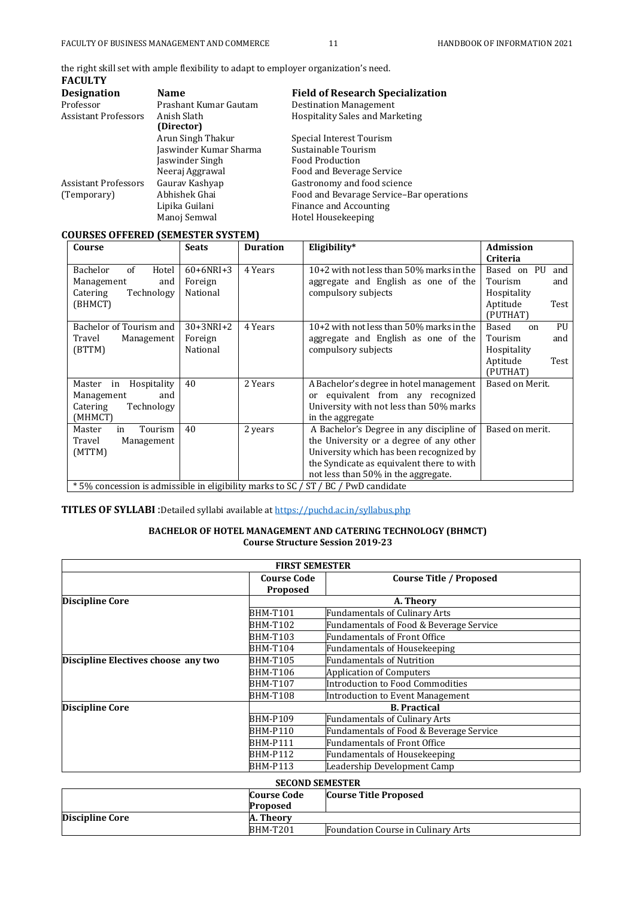the right skill set with ample flexibility to adapt to employer organization's need.

**FACULTY**

| Designation | Name | Field of Research Specialization |
|---|---|---|
| Professor | Prashant Kumar Gautam | Destination Management |
| Assistant Professors | Anish Slath **(Director)** | Hospitality Sales and Marketing |
| | Arun Singh Thakur | Special Interest Tourism |
| | Jaswinder Kumar Sharma | Sustainable Tourism |
| | Jaswinder Singh | Food Production |
| | Neeraj Aggrawal | Food and Beverage Service |
| Assistant Professors (Temporary) | Gaurav Kashyap | Gastronomy and food science |
| | Abhishek Ghai | Food and Bevarage Service–Bar operations |
| | Lipika Guilani | Finance and Accounting |
| | Manoj Semwal | Hotel Housekeeping |

**COURSES OFFERED (SEMESTER SYSTEM)**

| Course | Seats | Duration | Eligibility* | Admission Criteria |
|---|---|---|---|---|
| Bachelor of Hotel Management and Catering Technology (BHMCT) | 60+6NRI+3 Foreign National | 4 Years | 10+2 with not less than 50% marks in the aggregate and English as one of the compulsory subjects | Based on PU and Tourism and Hospitality Aptitude Test (PUTHAT) |
| Bachelor of Tourism and Travel Management (BTTM) | 30+3NRI+2 Foreign National | 4 Years | 10+2 with not less than 50% marks in the aggregate and English as one of the compulsory subjects | Based on PU Tourism and Hospitality Aptitude Test (PUTHAT) |
| Master in Hospitality Management and Catering Technology (MHMCT) | 40 | 2 Years | A Bachelor's degree in hotel management or equivalent from any recognized University with not less than 50% marks in the aggregate | Based on Merit. |
| Master in Tourism Travel Management (MTTM) | 40 | 2 years | A Bachelor's Degree in any discipline of the University or a degree of any other University which has been recognized by the Syndicate as equivalent there to with not less than 50% in the aggregate. | Based on merit. |

* 5% concession is admissible in eligibility marks to SC / ST / BC / PwD candidate

**TITLES OF SYLLABI** :Detailed syllabi available at https://puchd.ac.in/syllabus.php

**BACHELOR OF HOTEL MANAGEMENT AND CATERING TECHNOLOGY (BHMCT)**
**Course Structure Session 2019-23**

| FIRST SEMESTER | | |
|---|---|---|
| | **Course Code Proposed** | **Course Title / Proposed** |
| **Discipline Core** | | **A. Theory** |
| | BHM-T101 | Fundamentals of Culinary Arts |
| | BHM-T102 | Fundamentals of Food & Beverage Service |
| | BHM-T103 | Fundamentals of Front Office |
| | BHM-T104 | Fundamentals of Housekeeping |
| **Discipline Electives choose any two** | BHM-T105 | Fundamentals of Nutrition |
| | BHM-T106 | Application of Computers |
| | BHM-T107 | Introduction to Food Commodities |
| | BHM-T108 | Introduction to Event Management |
| **Discipline Core** | | **B. Practical** |
| | BHM-P109 | Fundamentals of Culinary Arts |
| | BHM-P110 | Fundamentals of Food & Beverage Service |
| | BHM-P111 | Fundamentals of Front Office |
| | BHM-P112 | Fundamentals of Housekeeping |
| | BHM-P113 | Leadership Development Camp |

| SECOND SEMESTER | | |
|---|---|---|
| | **Course Code Proposed** | **Course Title Proposed** |
| **Discipline Core** | **A. Theory** | |
| | BHM-T201 | Foundation Course in Culinary Arts |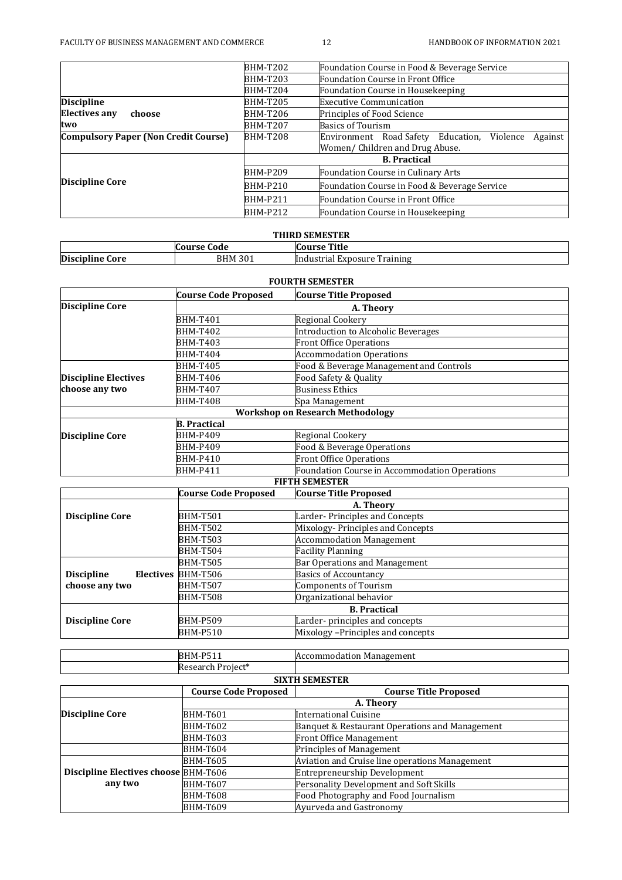| | | |
|---|---|---|
| | BHM-T202 | Foundation Course in Food & Beverage Service |
| | BHM-T203 | Foundation Course in Front Office |
| | BHM-T204 | Foundation Course in Housekeeping |
| **Discipline Electives any choose two** | BHM-T205 | Executive Communication |
| | BHM-T206 | Principles of Food Science |
| | BHM-T207 | Basics of Tourism |
| **Compulsory Paper (Non Credit Course)** | BHM-T208 | Environment Road Safety Education, Violence Against Women/ Children and Drug Abuse. |
| | **B. Practical** | |
| **Discipline Core** | BHM-P209 | Foundation Course in Culinary Arts |
| | BHM-P210 | Foundation Course in Food & Beverage Service |
| | BHM-P211 | Foundation Course in Front Office |
| | BHM-P212 | Foundation Course in Housekeeping |

**THIRD SEMESTER**

| | Course Code | Course Title |
|---|---|---|
| **Discipline Core** | BHM 301 | Industrial Exposure Training |

**FOURTH SEMESTER**

| | Course Code Proposed | Course Title Proposed |
|---|---|---|
| **Discipline Core** | **A. Theory** | |
| | BHM-T401 | Regional Cookery |
| | BHM-T402 | Introduction to Alcoholic Beverages |
| | BHM-T403 | Front Office Operations |
| | BHM-T404 | Accommodation Operations |
| **Discipline Electives choose any two** | BHM-T405 | Food & Beverage Management and Controls |
| | BHM-T406 | Food Safety & Quality |
| | BHM-T407 | Business Ethics |
| | BHM-T408 | Spa Management |
| **Workshop on Research Methodology** | | |
| **Discipline Core** | **B. Practical** | |
| | BHM-P409 | Regional Cookery |
| | BHM-P409 | Food & Beverage Operations |
| | BHM-P410 | Front Office Operations |
| | BHM-P411 | Foundation Course in Accommodation Operations |

**FIFTH SEMESTER**

| | Course Code Proposed | Course Title Proposed |
|---|---|---|
| **Discipline Core** | **A. Theory** | |
| | BHM-T501 | Larder- Principles and Concepts |
| | BHM-T502 | Mixology- Principles and Concepts |
| | BHM-T503 | Accommodation Management |
| | BHM-T504 | Facility Planning |
| **Discipline Electives choose any two** | BHM-T505 | Bar Operations and Management |
| | BHM-T506 | Basics of Accountancy |
| | BHM-T507 | Components of Tourism |
| | BHM-T508 | Organizational behavior |
| **Discipline Core** | **B. Practical** | |
| | BHM-P509 | Larder- principles and concepts |
| | BHM-P510 | Mixology –Principles and concepts |
| | BHM-P511 | Accommodation Management |
| | Research Project* | |

**SIXTH SEMESTER**

| | Course Code Proposed | Course Title Proposed |
|---|---|---|
| **Discipline Core** | **A. Theory** | |
| | BHM-T601 | International Cuisine |
| | BHM-T602 | Banquet & Restaurant Operations and Management |
| | BHM-T603 | Front Office Management |
| | BHM-T604 | Principles of Management |
| **Discipline Electives choose any two** | BHM-T605 | Aviation and Cruise line operations Management |
| | BHM-T606 | Entrepreneurship Development |
| | BHM-T607 | Personality Development and Soft Skills |
| | BHM-T608 | Food Photography and Food Journalism |
| | BHM-T609 | Ayurveda and Gastronomy |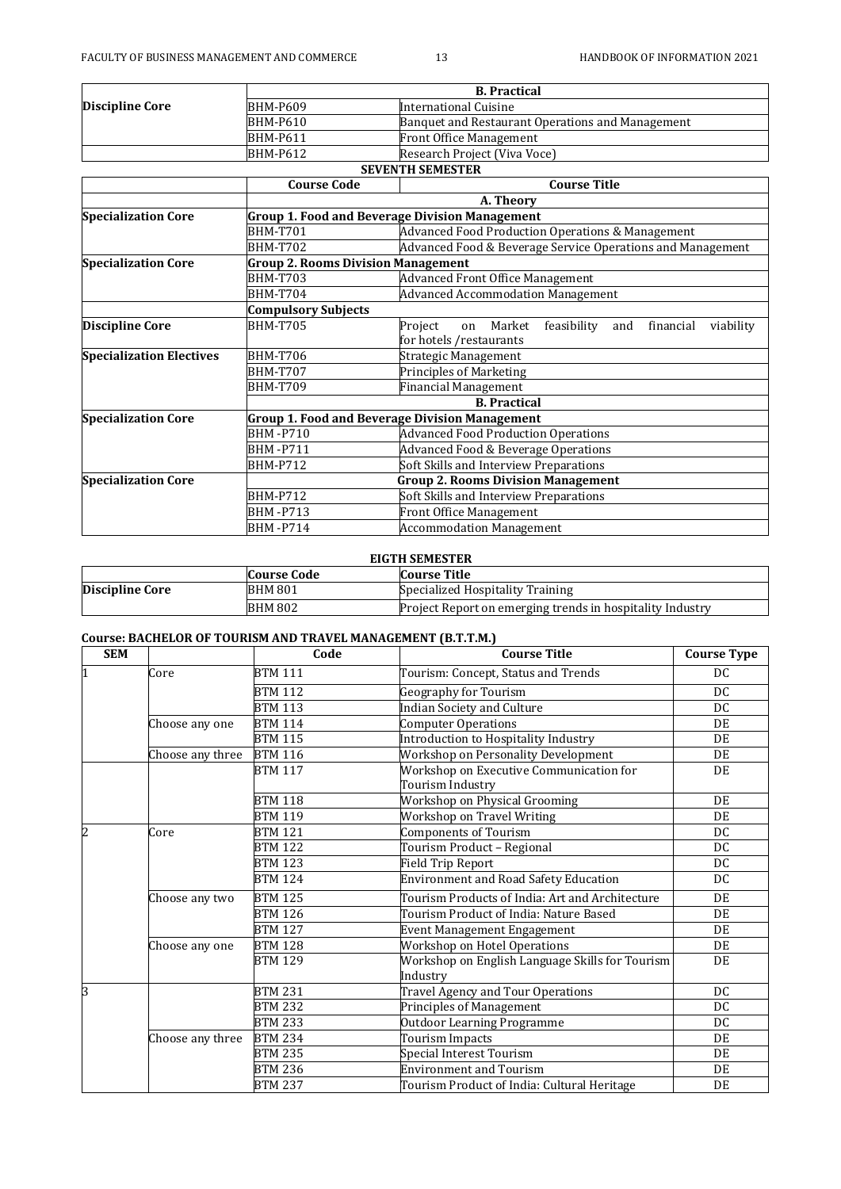| | | B. Practical |
|---|---|---|
| Discipline Core | BHM-P609 | International Cuisine |
| | BHM-P610 | Banquet and Restaurant Operations and Management |
| | BHM-P611 | Front Office Management |
| | BHM-P612 | Research Project (Viva Voce) |

**SEVENTH SEMESTER**

| | Course Code | Course Title |
|---|---|---|
| | | **A. Theory** |
| **Specialization Core** | **Group 1. Food and Beverage Division Management** | |
| | BHM-T701 | Advanced Food Production Operations & Management |
| | BHM-T702 | Advanced Food & Beverage Service Operations and Management |
| **Specialization Core** | **Group 2. Rooms Division Management** | |
| | BHM-T703 | Advanced Front Office Management |
| | BHM-T704 | Advanced Accommodation Management |
| | **Compulsory Subjects** | |
| **Discipline Core** | BHM-T705 | Project on Market feasibility and financial viability for hotels /restaurants |
| **Specialization Electives** | BHM-T706 | Strategic Management |
| | BHM-T707 | Principles of Marketing |
| | BHM-T709 | Financial Management |
| | | **B. Practical** |
| **Specialization Core** | **Group 1. Food and Beverage Division Management** | |
| | BHM -P710 | Advanced Food Production Operations |
| | BHM -P711 | Advanced Food & Beverage Operations |
| | BHM-P712 | Soft Skills and Interview Preparations |
| **Specialization Core** | | **Group 2. Rooms Division Management** |
| | BHM-P712 | Soft Skills and Interview Preparations |
| | BHM -P713 | Front Office Management |
| | BHM -P714 | Accommodation Management |

**EIGTH SEMESTER**

| | Course Code | Course Title |
|---|---|---|
| **Discipline Core** | BHM 801 | Specialized Hospitality Training |
| | BHM 802 | Project Report on emerging trends in hospitality Industry |

**Course: BACHELOR OF TOURISM AND TRAVEL MANAGEMENT (B.T.T.M.)**

| SEM | | Code | Course Title | Course Type |
|---|---|---|---|---|
| 1 | Core | BTM 111 | Tourism: Concept, Status and Trends | DC |
| | | BTM 112 | Geography for Tourism | DC |
| | | BTM 113 | Indian Society and Culture | DC |
| | Choose any one | BTM 114 | Computer Operations | DE |
| | | BTM 115 | Introduction to Hospitality Industry | DE |
| | Choose any three | BTM 116 | Workshop on Personality Development | DE |
| | | BTM 117 | Workshop on Executive Communication for Tourism Industry | DE |
| | | BTM 118 | Workshop on Physical Grooming | DE |
| | | BTM 119 | Workshop on Travel Writing | DE |
| 2 | Core | BTM 121 | Components of Tourism | DC |
| | | BTM 122 | Tourism Product – Regional | DC |
| | | BTM 123 | Field Trip Report | DC |
| | | BTM 124 | Environment and Road Safety Education | DC |
| | Choose any two | BTM 125 | Tourism Products of India: Art and Architecture | DE |
| | | BTM 126 | Tourism Product of India: Nature Based | DE |
| | | BTM 127 | Event Management Engagement | DE |
| | Choose any one | BTM 128 | Workshop on Hotel Operations | DE |
| | | BTM 129 | Workshop on English Language Skills for Tourism Industry | DE |
| 3 | | BTM 231 | Travel Agency and Tour Operations | DC |
| | | BTM 232 | Principles of Management | DC |
| | | BTM 233 | Outdoor Learning Programme | DC |
| | Choose any three | BTM 234 | Tourism Impacts | DE |
| | | BTM 235 | Special Interest Tourism | DE |
| | | BTM 236 | Environment and Tourism | DE |
| | | BTM 237 | Tourism Product of India: Cultural Heritage | DE |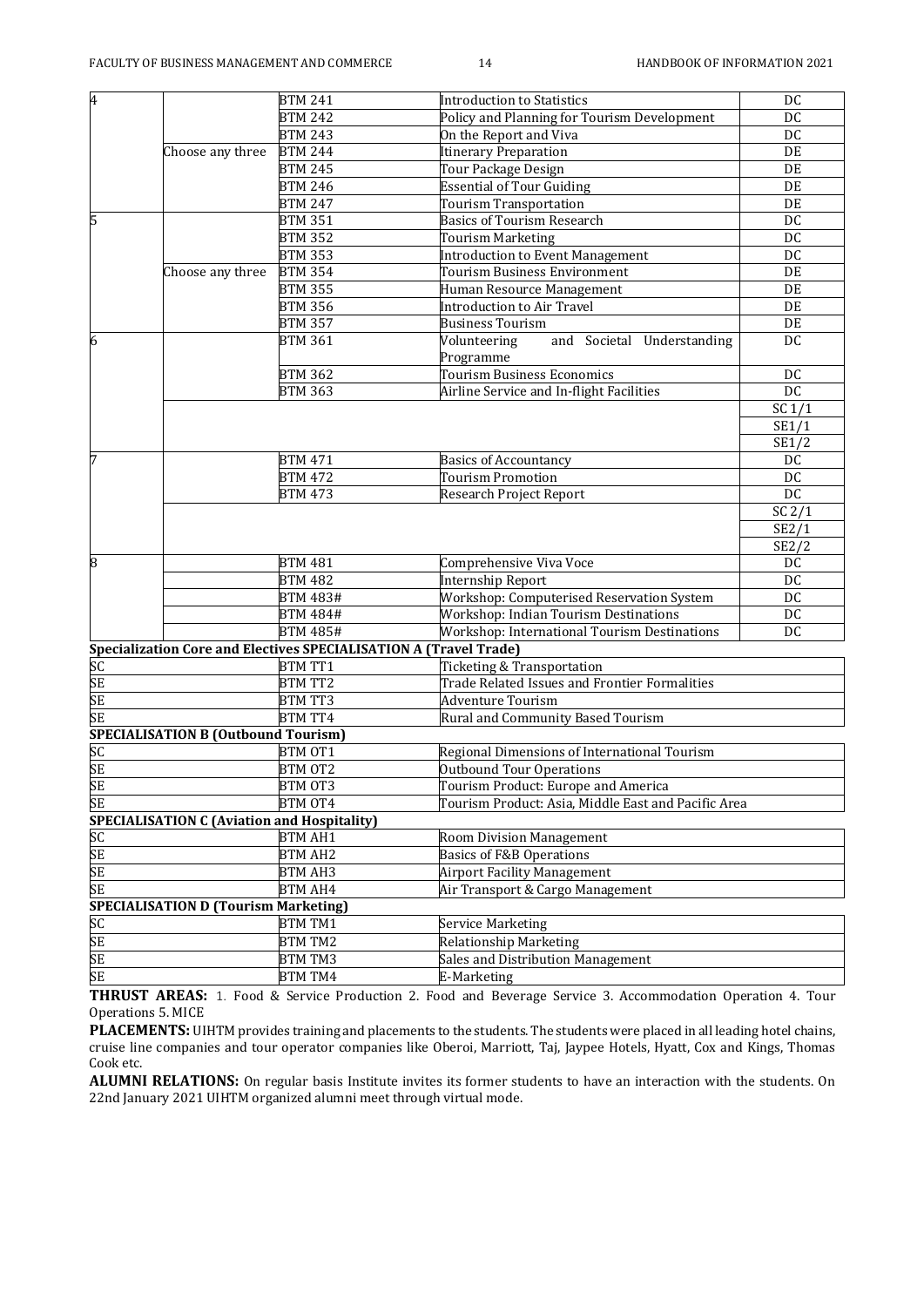| | | | | |
|---|---|---|---|---|
| 4 | | BTM 241 | Introduction to Statistics | DC |
| | | BTM 242 | Policy and Planning for Tourism Development | DC |
| | | BTM 243 | On the Report and Viva | DC |
| | Choose any three | BTM 244 | Itinerary Preparation | DE |
| | | BTM 245 | Tour Package Design | DE |
| | | BTM 246 | Essential of Tour Guiding | DE |
| | | BTM 247 | Tourism Transportation | DE |
| 5 | | BTM 351 | Basics of Tourism Research | DC |
| | | BTM 352 | Tourism Marketing | DC |
| | | BTM 353 | Introduction to Event Management | DC |
| | Choose any three | BTM 354 | Tourism Business Environment | DE |
| | | BTM 355 | Human Resource Management | DE |
| | | BTM 356 | Introduction to Air Travel | DE |
| | | BTM 357 | Business Tourism | DE |
| 6 | | BTM 361 | Volunteering and Societal Understanding Programme | DC |
| | | BTM 362 | Tourism Business Economics | DC |
| | | BTM 363 | Airline Service and In-flight Facilities | DC |
| | | | | SC 1/1 |
| | | | | SE1/1 |
| | | | | SE1/2 |
| 7 | | BTM 471 | Basics of Accountancy | DC |
| | | BTM 472 | Tourism Promotion | DC |
| | | BTM 473 | Research Project Report | DC |
| | | | | SC 2/1 |
| | | | | SE2/1 |
| | | | | SE2/2 |
| 8 | | BTM 481 | Comprehensive Viva Voce | DC |
| | | BTM 482 | Internship Report | DC |
| | | BTM 483# | Workshop: Computerised Reservation System | DC |
| | | BTM 484# | Workshop: Indian Tourism Destinations | DC |
| | | BTM 485# | Workshop: International Tourism Destinations | DC |

**Specialization Core and Electives SPECIALISATION A (Travel Trade)**

| | | |
|---|---|---|
| SC | BTM TT1 | Ticketing & Transportation |
| SE | BTM TT2 | Trade Related Issues and Frontier Formalities |
| SE | BTM TT3 | Adventure Tourism |
| SE | BTM TT4 | Rural and Community Based Tourism |

**SPECIALISATION B (Outbound Tourism)**

| | | |
|---|---|---|
| SC | BTM OT1 | Regional Dimensions of International Tourism |
| SE | BTM OT2 | Outbound Tour Operations |
| SE | BTM OT3 | Tourism Product: Europe and America |
| SE | BTM OT4 | Tourism Product: Asia, Middle East and Pacific Area |

**SPECIALISATION C (Aviation and Hospitality)**

| | | |
|---|---|---|
| SC | BTM AH1 | Room Division Management |
| SE | BTM AH2 | Basics of F&B Operations |
| SE | BTM AH3 | Airport Facility Management |
| SE | BTM AH4 | Air Transport & Cargo Management |

**SPECIALISATION D (Tourism Marketing)**

| | | |
|---|---|---|
| SC | BTM TM1 | Service Marketing |
| SE | BTM TM2 | Relationship Marketing |
| SE | BTM TM3 | Sales and Distribution Management |
| SE | BTM TM4 | E-Marketing |

**THRUST AREAS:** 1. Food & Service Production 2. Food and Beverage Service 3. Accommodation Operation 4. Tour Operations 5. MICE

**PLACEMENTS:** UIHTM provides training and placements to the students. The students were placed in all leading hotel chains, cruise line companies and tour operator companies like Oberoi, Marriott, Taj, Jaypee Hotels, Hyatt, Cox and Kings, Thomas Cook etc.

**ALUMNI RELATIONS:** On regular basis Institute invites its former students to have an interaction with the students. On 22nd January 2021 UIHTM organized alumni meet through virtual mode.